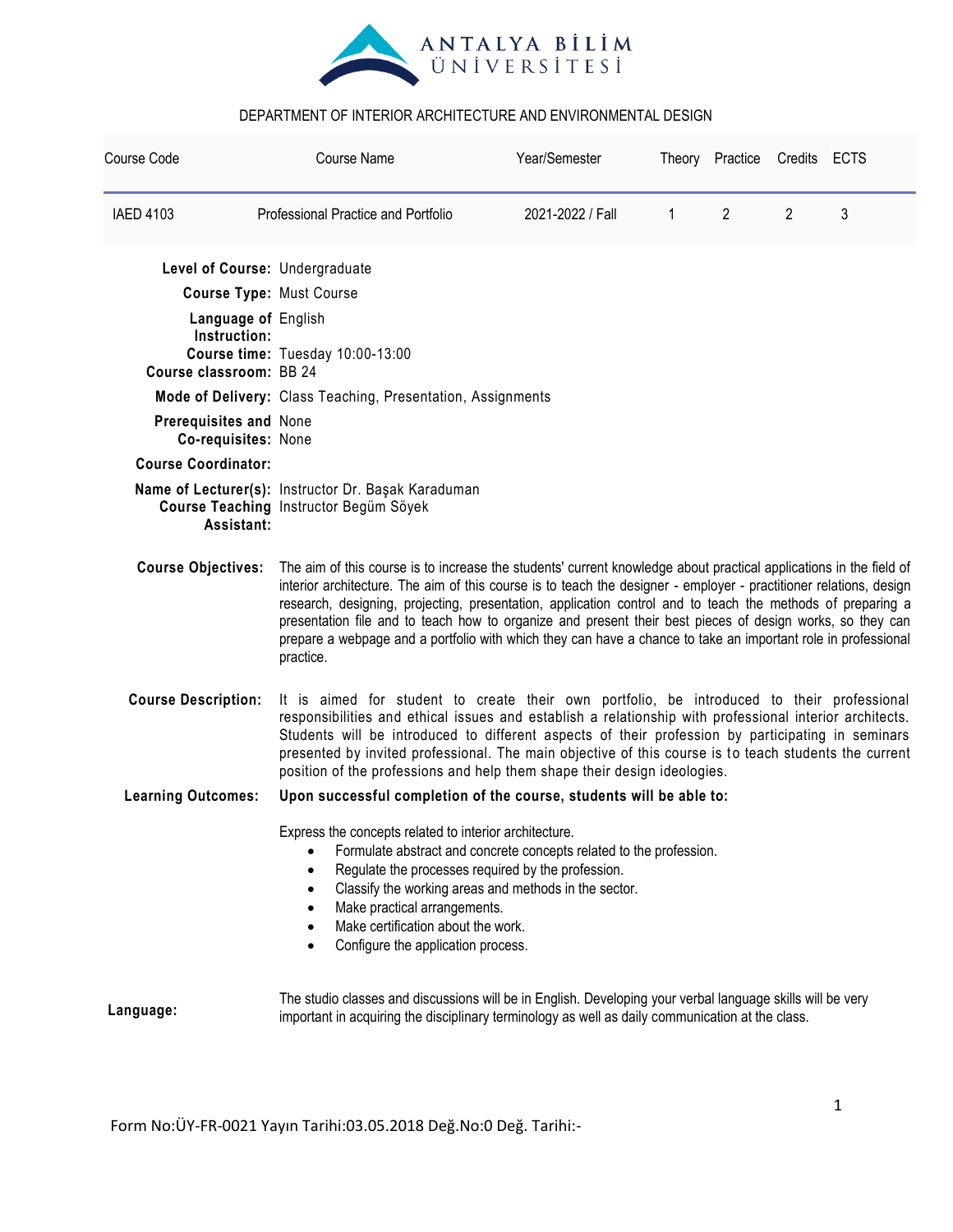ANTALYA BİLİM ÜNİVERSİTESİ

DEPARTMENT OF INTERIOR ARCHITECTURE AND ENVIRONMENTAL DESIGN

| Course Code | Course Name | Year/Semester | Theory | Practice | Credits | ECTS |
|---|---|---|---|---|---|---|
| IAED 4103 | Professional Practice and Portfolio | 2021-2022 / Fall | 1 | 2 | 2 | 3 |

**Level of Course:** Undergraduate

**Course Type:** Must Course

**Language of Instruction:** English

**Course time:** Tuesday 10:00-13:00

**Course classroom:** BB 24

**Mode of Delivery:** Class Teaching, Presentation, Assignments

**Prerequisites and Co-requisites:** None
None

**Course Coordinator:**

**Name of Lecturer(s):** Instructor Dr. Başak Karaduman

**Course Teaching Assistant:** Instructor Begüm Söyek

**Course Objectives:** The aim of this course is to increase the students' current knowledge about practical applications in the field of interior architecture. The aim of this course is to teach the designer - employer - practitioner relations, design research, designing, projecting, presentation, application control and to teach the methods of preparing a presentation file and to teach how to organize and present their best pieces of design works, so they can prepare a webpage and a portfolio with which they can have a chance to take an important role in professional practice.

**Course Description:** It is aimed for student to create their own portfolio, be introduced to their professional responsibilities and ethical issues and establish a relationship with professional interior architects. Students will be introduced to different aspects of their profession by participating in seminars presented by invited professional. The main objective of this course is to teach students the current position of the professions and help them shape their design ideologies.

**Learning Outcomes:** **Upon successful completion of the course, students will be able to:**

Express the concepts related to interior architecture.

- Formulate abstract and concrete concepts related to the profession.
- Regulate the processes required by the profession.
- Classify the working areas and methods in the sector.
- Make practical arrangements.
- Make certification about the work.
- Configure the application process.

**Language:** The studio classes and discussions will be in English. Developing your verbal language skills will be very important in acquiring the disciplinary terminology as well as daily communication at the class.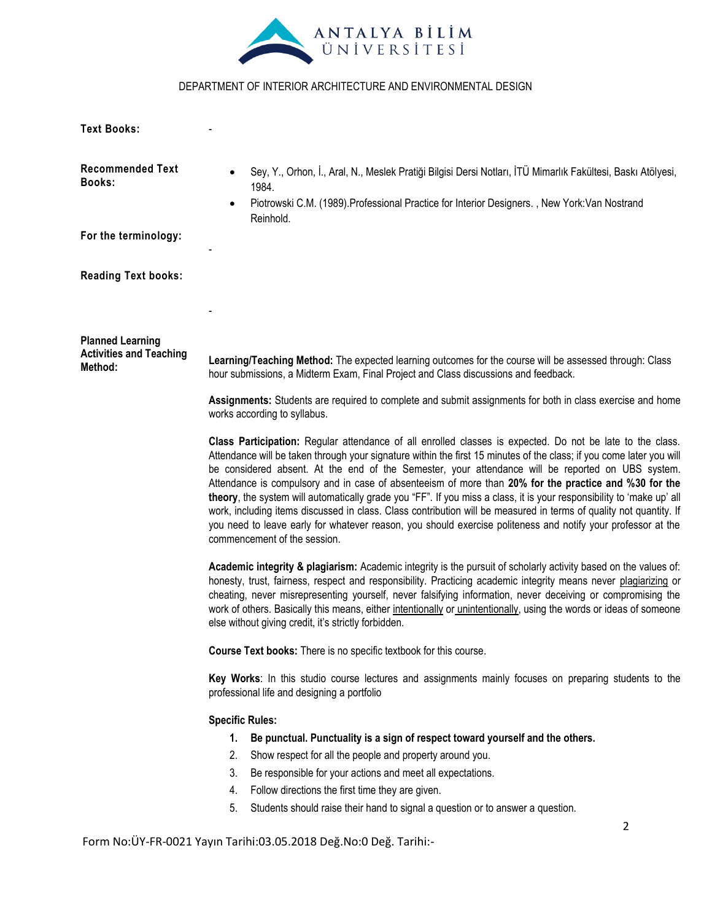**Text Books:** -

**Recommended Text Books:**

- Sey, Y., Orhon, İ., Aral, N., Meslek Pratiği Bilgisi Dersi Notları, İTÜ Mimarlık Fakültesi, Baskı Atölyesi, 1984.
- Piotrowski C.M. (1989).Professional Practice for Interior Designers. , New York:Van Nostrand Reinhold.

**For the terminology:** -

**Reading Text books:** -

**Planned Learning Activities and Teaching Method:**

**Learning/Teaching Method:** The expected learning outcomes for the course will be assessed through: Class hour submissions, a Midterm Exam, Final Project and Class discussions and feedback.

**Assignments:** Students are required to complete and submit assignments for both in class exercise and home works according to syllabus.

**Class Participation:** Regular attendance of all enrolled classes is expected. Do not be late to the class. Attendance will be taken through your signature within the first 15 minutes of the class; if you come later you will be considered absent. At the end of the Semester, your attendance will be reported on UBS system. Attendance is compulsory and in case of absenteeism of more than **20% for the practice and %30 for the theory**, the system will automatically grade you "FF". If you miss a class, it is your responsibility to 'make up' all work, including items discussed in class. Class contribution will be measured in terms of quality not quantity. If you need to leave early for whatever reason, you should exercise politeness and notify your professor at the commencement of the session.

**Academic integrity & plagiarism:** Academic integrity is the pursuit of scholarly activity based on the values of: honesty, trust, fairness, respect and responsibility. Practicing academic integrity means never plagiarizing or cheating, never misrepresenting yourself, never falsifying information, never deceiving or compromising the work of others. Basically this means, either intentionally or unintentionally, using the words or ideas of someone else without giving credit, it's strictly forbidden.

**Course Text books:** There is no specific textbook for this course.

**Key Works**: In this studio course lectures and assignments mainly focuses on preparing students to the professional life and designing a portfolio

**Specific Rules:**

1. **Be punctual. Punctuality is a sign of respect toward yourself and the others.**
2. Show respect for all the people and property around you.
3. Be responsible for your actions and meet all expectations.
4. Follow directions the first time they are given.
5. Students should raise their hand to signal a question or to answer a question.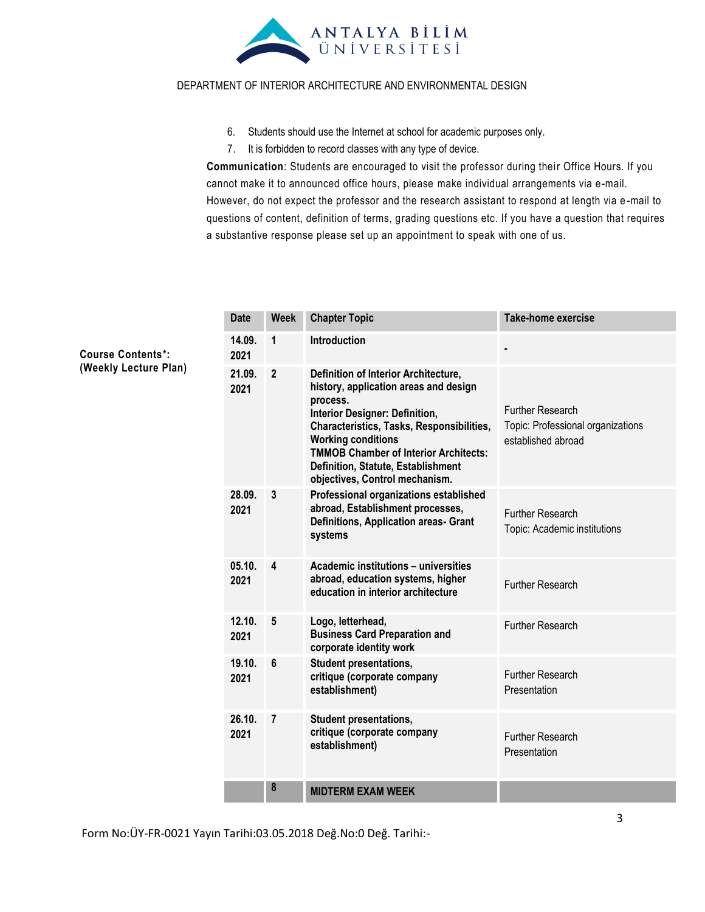6. Students should use the Internet at school for academic purposes only.
7. It is forbidden to record classes with any type of device.

**Communication**: Students are encouraged to visit the professor during their Office Hours. If you cannot make it to announced office hours, please make individual arrangements via e-mail. However, do not expect the professor and the research assistant to respond at length via e-mail to questions of content, definition of terms, grading questions etc. If you have a question that requires a substantive response please set up an appointment to speak with one of us.

**Course Contents*: (Weekly Lecture Plan)**

| Date | Week | Chapter Topic | Take-home exercise |
|---|---|---|---|
| 14.09. 2021 | 1 | **Introduction** | - |
| 21.09. 2021 | 2 | **Definition of Interior Architecture, history, application areas and design process. Interior Designer: Definition, Characteristics, Tasks, Responsibilities, Working conditions TMMOB Chamber of Interior Architects: Definition, Statute, Establishment objectives, Control mechanism.** | Further Research Topic: Professional organizations established abroad |
| 28.09. 2021 | 3 | **Professional organizations established abroad, Establishment processes, Definitions, Application areas- Grant systems** | Further Research Topic: Academic institutions |
| 05.10. 2021 | 4 | **Academic institutions – universities abroad, education systems, higher education in interior architecture** | Further Research |
| 12.10. 2021 | 5 | **Logo, letterhead, Business Card Preparation and corporate identity work** | Further Research |
| 19.10. 2021 | 6 | **Student presentations, critique (corporate company establishment)** | Further Research Presentation |
| 26.10. 2021 | 7 | **Student presentations, critique (corporate company establishment)** | Further Research Presentation |
| | 8 | **MIDTERM EXAM WEEK** | |

Form No:ÜY-FR-0021 Yayın Tarihi:03.05.2018 Değ.No:0 Değ. Tarihi:-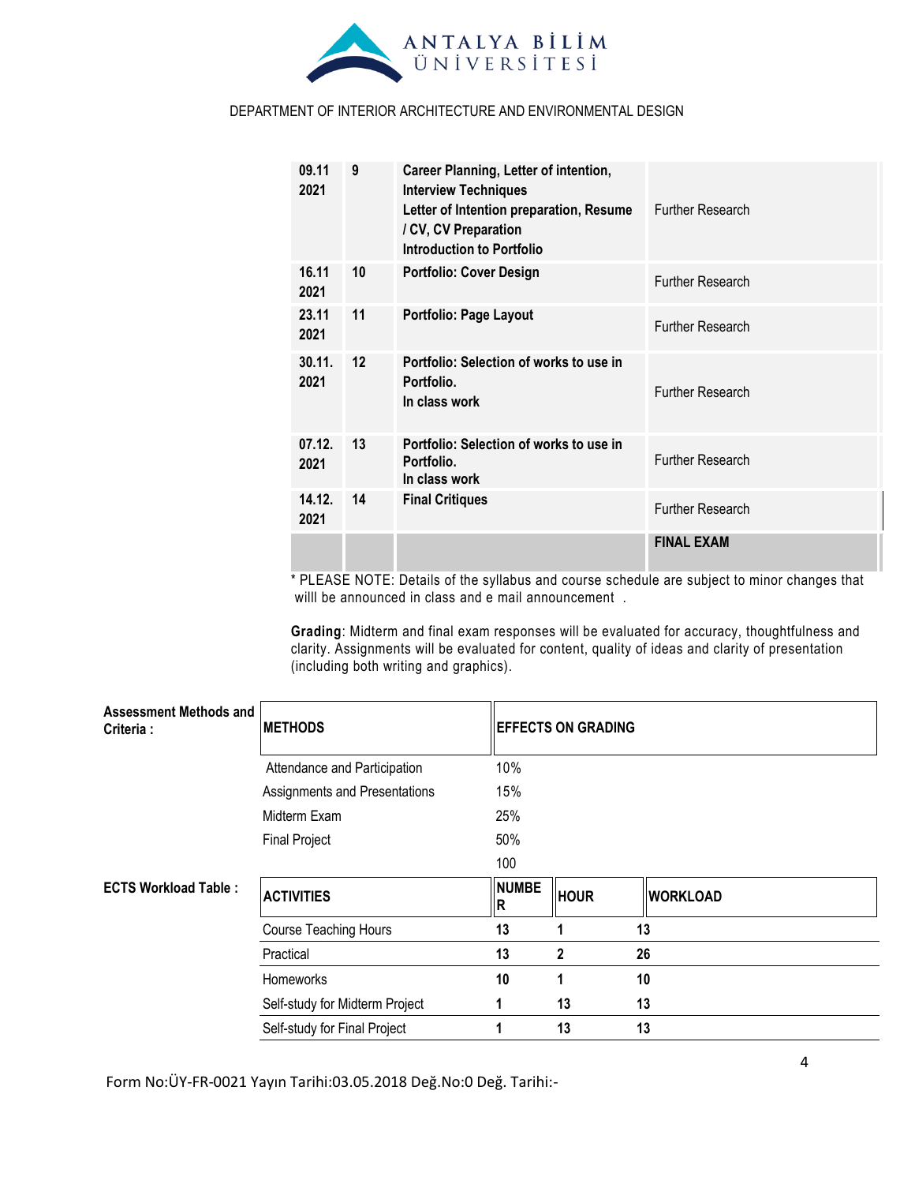| | | | |
|---|---|---|---|
| **09.11 2021** | **9** | **Career Planning, Letter of intention, Interview Techniques**<br>**Letter of Intention preparation, Resume / CV, CV Preparation**<br>**Introduction to Portfolio** | Further Research |
| **16.11 2021** | **10** | **Portfolio: Cover Design** | Further Research |
| **23.11 2021** | **11** | **Portfolio: Page Layout** | Further Research |
| **30.11. 2021** | **12** | **Portfolio: Selection of works to use in Portfolio.**<br>**In class work** | Further Research |
| **07.12. 2021** | **13** | **Portfolio: Selection of works to use in Portfolio.**<br>**In class work** | Further Research |
| **14.12. 2021** | **14** | **Final Critiques** | Further Research |
| | | | **FINAL EXAM** |

* PLEASE NOTE: Details of the syllabus and course schedule are subject to minor changes that willl be announced in class and e mail announcement .

**Grading**: Midterm and final exam responses will be evaluated for accuracy, thoughtfulness and clarity. Assignments will be evaluated for content, quality of ideas and clarity of presentation (including both writing and graphics).

**Assessment Methods and Criteria :**

| **METHODS** | **EFFECTS ON GRADING** |
|---|---|
| Attendance and Participation | 10% |
| Assignments and Presentations | 15% |
| Midterm Exam | 25% |
| Final Project | 50% |
| | 100 |

**ECTS Workload Table :**

| **ACTIVITIES** | **NUMBER** | **HOUR** | **WORKLOAD** |
|---|---|---|---|
| Course Teaching Hours | **13** | **1** | **13** |
| Practical | **13** | **2** | **26** |
| Homeworks | **10** | **1** | **10** |
| Self-study for Midterm Project | **1** | **13** | **13** |
| Self-study for Final Project | **1** | **13** | **13** |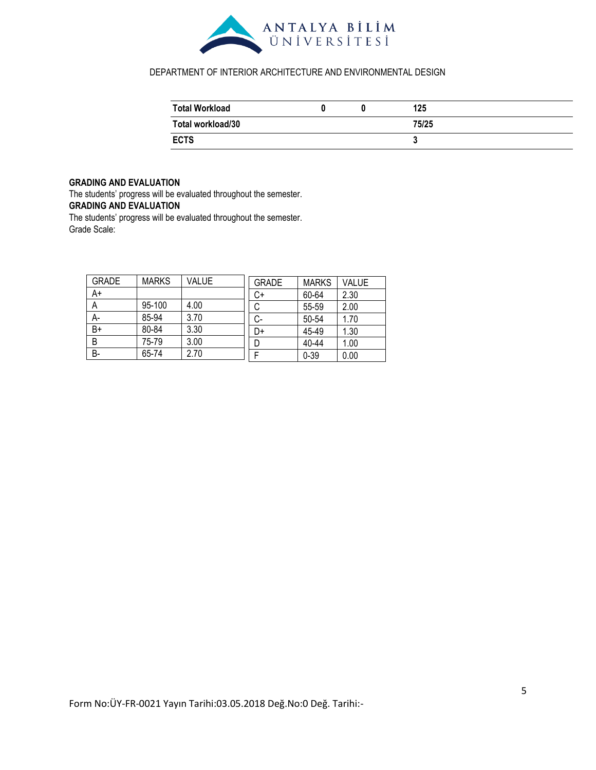DEPARTMENT OF INTERIOR ARCHITECTURE AND ENVIRONMENTAL DESIGN

| | | | |
|---|---|---|---|
| **Total Workload** | **0** | **0** | **125** |
| **Total workload/30** | | | **75/25** |
| **ECTS** | | | **3** |

**GRADING AND EVALUATION**

The students' progress will be evaluated throughout the semester.

**GRADING AND EVALUATION**

The students' progress will be evaluated throughout the semester.

Grade Scale:

| GRADE | MARKS | VALUE |
|---|---|---|
| A+ | | |
| A | 95-100 | 4.00 |
| A- | 85-94 | 3.70 |
| B+ | 80-84 | 3.30 |
| B | 75-79 | 3.00 |
| B- | 65-74 | 2.70 |

| GRADE | MARKS | VALUE |
|---|---|---|
| C+ | 60-64 | 2.30 |
| C | 55-59 | 2.00 |
| C- | 50-54 | 1.70 |
| D+ | 45-49 | 1.30 |
| D | 40-44 | 1.00 |
| F | 0-39 | 0.00 |

Form No:ÜY-FR-0021 Yayın Tarihi:03.05.2018 Değ.No:0 Değ. Tarihi:-